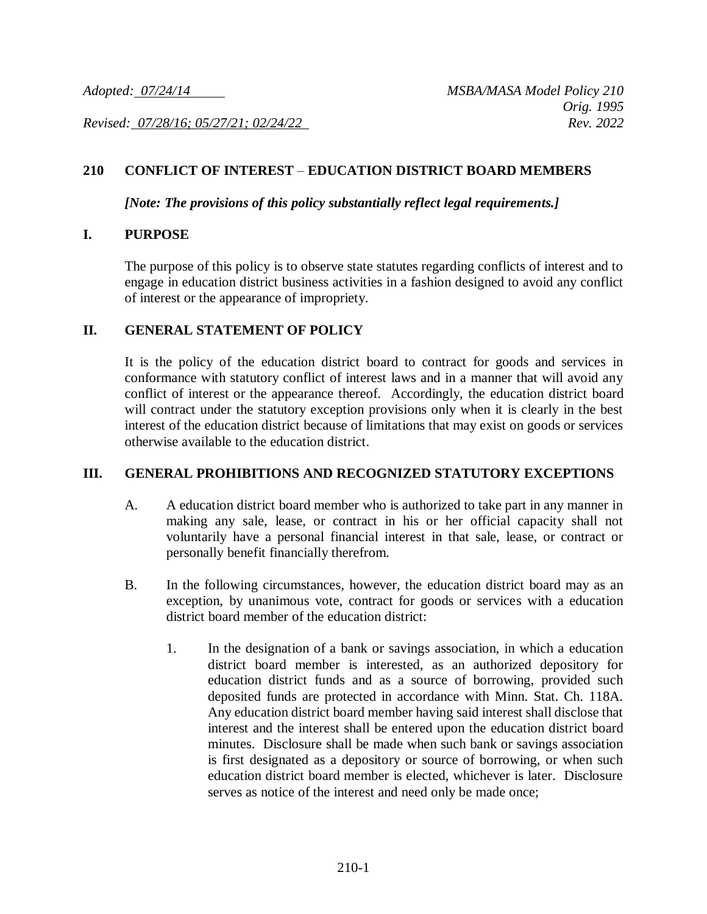*Adopted: 07/24/14*

*MSBA/MASA Model Policy 210*
*Orig. 1995*

*Revised: 07/28/16; 05/27/21; 02/24/22*

*Rev. 2022*

## 210 CONFLICT OF INTEREST – EDUCATION DISTRICT BOARD MEMBERS

***[Note: The provisions of this policy substantially reflect legal requirements.]***

### I. PURPOSE

The purpose of this policy is to observe state statutes regarding conflicts of interest and to engage in education district business activities in a fashion designed to avoid any conflict of interest or the appearance of impropriety.

### II. GENERAL STATEMENT OF POLICY

It is the policy of the education district board to contract for goods and services in conformance with statutory conflict of interest laws and in a manner that will avoid any conflict of interest or the appearance thereof. Accordingly, the education district board will contract under the statutory exception provisions only when it is clearly in the best interest of the education district because of limitations that may exist on goods or services otherwise available to the education district.

### III. GENERAL PROHIBITIONS AND RECOGNIZED STATUTORY EXCEPTIONS

A. A education district board member who is authorized to take part in any manner in making any sale, lease, or contract in his or her official capacity shall not voluntarily have a personal financial interest in that sale, lease, or contract or personally benefit financially therefrom.

B. In the following circumstances, however, the education district board may as an exception, by unanimous vote, contract for goods or services with a education district board member of the education district:

1. In the designation of a bank or savings association, in which a education district board member is interested, as an authorized depository for education district funds and as a source of borrowing, provided such deposited funds are protected in accordance with Minn. Stat. Ch. 118A. Any education district board member having said interest shall disclose that interest and the interest shall be entered upon the education district board minutes. Disclosure shall be made when such bank or savings association is first designated as a depository or source of borrowing, or when such education district board member is elected, whichever is later. Disclosure serves as notice of the interest and need only be made once;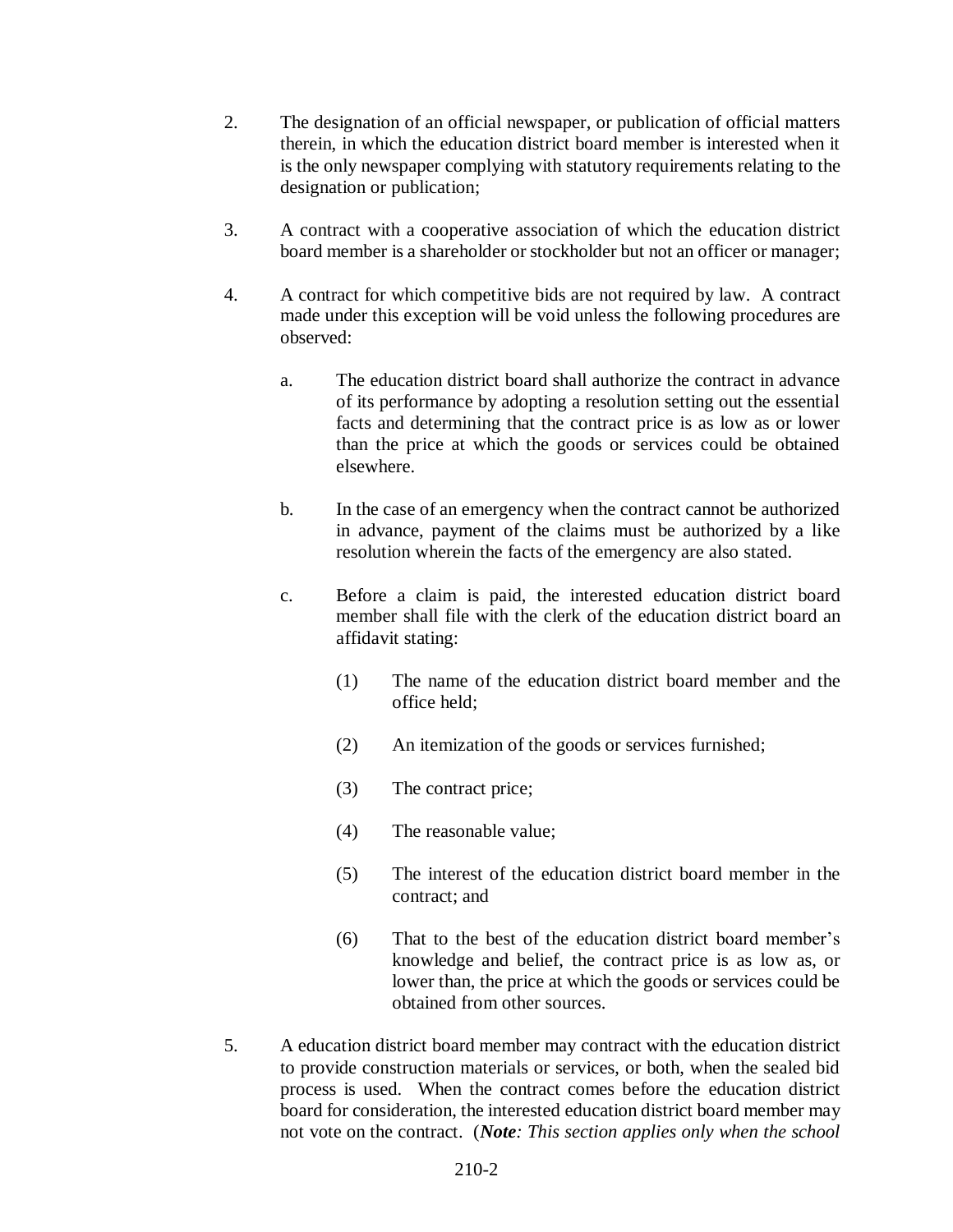2. The designation of an official newspaper, or publication of official matters therein, in which the education district board member is interested when it is the only newspaper complying with statutory requirements relating to the designation or publication;

3. A contract with a cooperative association of which the education district board member is a shareholder or stockholder but not an officer or manager;

4. A contract for which competitive bids are not required by law. A contract made under this exception will be void unless the following procedures are observed:

   a. The education district board shall authorize the contract in advance of its performance by adopting a resolution setting out the essential facts and determining that the contract price is as low as or lower than the price at which the goods or services could be obtained elsewhere.

   b. In the case of an emergency when the contract cannot be authorized in advance, payment of the claims must be authorized by a like resolution wherein the facts of the emergency are also stated.

   c. Before a claim is paid, the interested education district board member shall file with the clerk of the education district board an affidavit stating:

      (1) The name of the education district board member and the office held;

      (2) An itemization of the goods or services furnished;

      (3) The contract price;

      (4) The reasonable value;

      (5) The interest of the education district board member in the contract; and

      (6) That to the best of the education district board member's knowledge and belief, the contract price is as low as, or lower than, the price at which the goods or services could be obtained from other sources.

5. A education district board member may contract with the education district to provide construction materials or services, or both, when the sealed bid process is used. When the contract comes before the education district board for consideration, the interested education district board member may not vote on the contract. (***Note****: This section applies only when the school*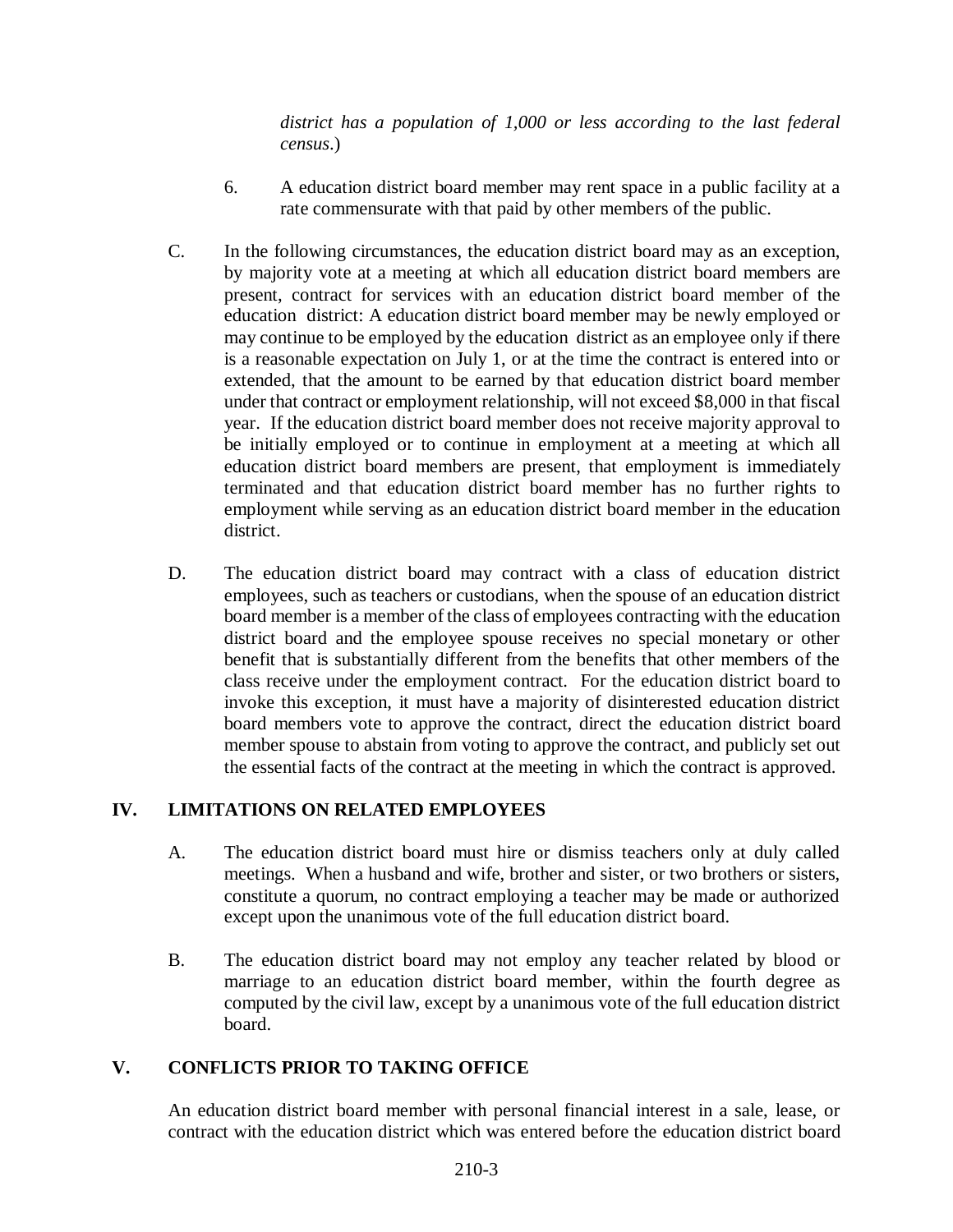*district has a population of 1,000 or less according to the last federal census*.)

6. A education district board member may rent space in a public facility at a rate commensurate with that paid by other members of the public.

C. In the following circumstances, the education district board may as an exception, by majority vote at a meeting at which all education district board members are present, contract for services with an education district board member of the education district: A education district board member may be newly employed or may continue to be employed by the education district as an employee only if there is a reasonable expectation on July 1, or at the time the contract is entered into or extended, that the amount to be earned by that education district board member under that contract or employment relationship, will not exceed $8,000 in that fiscal year. If the education district board member does not receive majority approval to be initially employed or to continue in employment at a meeting at which all education district board members are present, that employment is immediately terminated and that education district board member has no further rights to employment while serving as an education district board member in the education district.

D. The education district board may contract with a class of education district employees, such as teachers or custodians, when the spouse of an education district board member is a member of the class of employees contracting with the education district board and the employee spouse receives no special monetary or other benefit that is substantially different from the benefits that other members of the class receive under the employment contract. For the education district board to invoke this exception, it must have a majority of disinterested education district board members vote to approve the contract, direct the education district board member spouse to abstain from voting to approve the contract, and publicly set out the essential facts of the contract at the meeting in which the contract is approved.

## IV. LIMITATIONS ON RELATED EMPLOYEES

A. The education district board must hire or dismiss teachers only at duly called meetings. When a husband and wife, brother and sister, or two brothers or sisters, constitute a quorum, no contract employing a teacher may be made or authorized except upon the unanimous vote of the full education district board.

B. The education district board may not employ any teacher related by blood or marriage to an education district board member, within the fourth degree as computed by the civil law, except by a unanimous vote of the full education district board.

## V. CONFLICTS PRIOR TO TAKING OFFICE

An education district board member with personal financial interest in a sale, lease, or contract with the education district which was entered before the education district board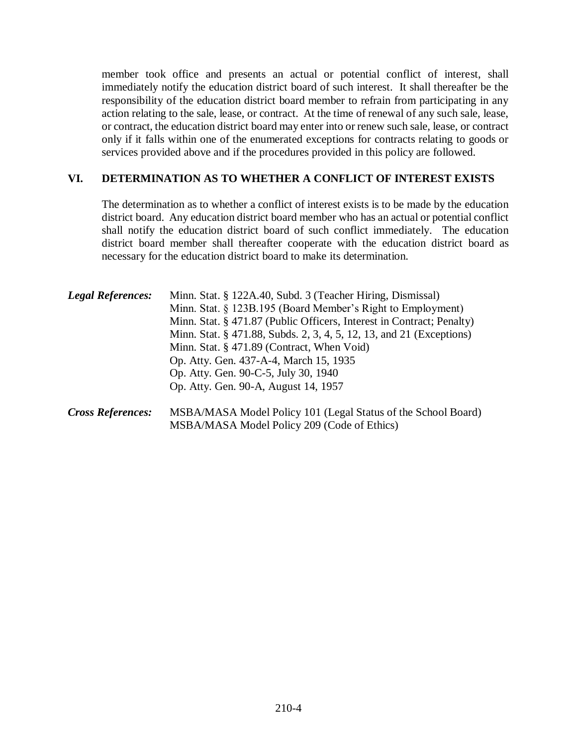member took office and presents an actual or potential conflict of interest, shall immediately notify the education district board of such interest. It shall thereafter be the responsibility of the education district board member to refrain from participating in any action relating to the sale, lease, or contract. At the time of renewal of any such sale, lease, or contract, the education district board may enter into or renew such sale, lease, or contract only if it falls within one of the enumerated exceptions for contracts relating to goods or services provided above and if the procedures provided in this policy are followed.

## VI. DETERMINATION AS TO WHETHER A CONFLICT OF INTEREST EXISTS

The determination as to whether a conflict of interest exists is to be made by the education district board. Any education district board member who has an actual or potential conflict shall notify the education district board of such conflict immediately. The education district board member shall thereafter cooperate with the education district board as necessary for the education district board to make its determination.

***Legal References:***
Minn. Stat. § 122A.40, Subd. 3 (Teacher Hiring, Dismissal)
Minn. Stat. § 123B.195 (Board Member's Right to Employment)
Minn. Stat. § 471.87 (Public Officers, Interest in Contract; Penalty)
Minn. Stat. § 471.88, Subds. 2, 3, 4, 5, 12, 13, and 21 (Exceptions)
Minn. Stat. § 471.89 (Contract, When Void)
Op. Atty. Gen. 437-A-4, March 15, 1935
Op. Atty. Gen. 90-C-5, July 30, 1940
Op. Atty. Gen. 90-A, August 14, 1957

***Cross References:***
MSBA/MASA Model Policy 101 (Legal Status of the School Board)
MSBA/MASA Model Policy 209 (Code of Ethics)